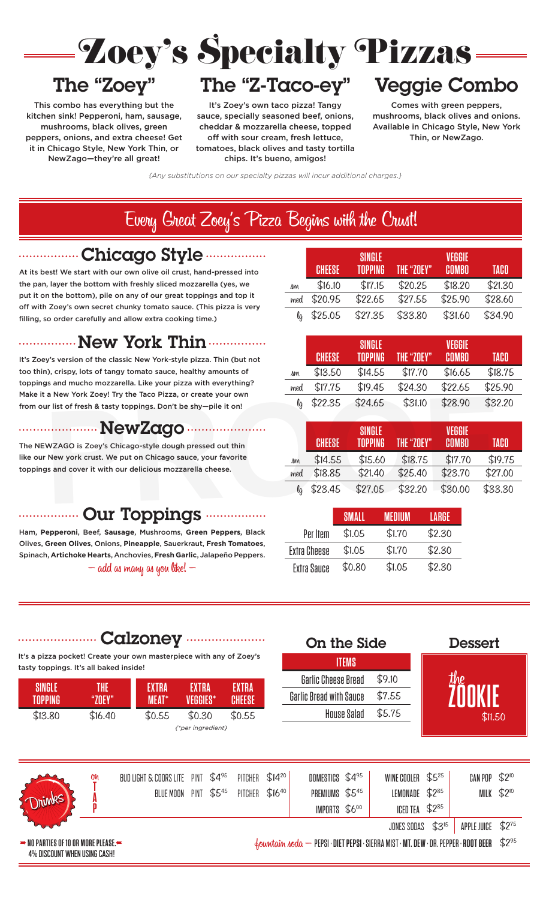# Zoey's Specialty Pizzas

## The "Zoey"

This combo has everything but the kitchen sink! Pepperoni, ham, sausage, mushrooms, black olives, green peppers, onions, and extra cheese! Get it in Chicago Style, New York Thin, or NewZago—they're all great!

## The "Z-Taco-ey"

It's Zoey's own taco pizza! Tangy sauce, specially seasoned beef, onions, cheddar & mozzarella cheese, topped off with sour cream, fresh lettuce, tomatoes, black olives and tasty tortilla chips. It's bueno, amigos!

## Veggie Combo

Comes with green peppers, mushrooms, black olives and onions. Available in Chicago Style, New York Thin, or NewZago.

*{Any substitutions on our specialty pizzas will incur additional charges.}*

# Every Great Zoey's Pizza Begins with the Crust!

## Chicago Style

At its best! We start with our own olive oil crust, hand-pressed into the pan, layer the bottom with freshly sliced mozzarella (yes, we put it on the bottom), pile on any of our great toppings and top it off with Zoey's own secret chunky tomato sauce. (This pizza is very filling, so order carefully and allow extra cooking time.)

| | CHEESE | SINGLE TOPPING | THE "ZOEY" | VEGGIE COMBO | TACO |
|---|---|---|---|---|---|
| sm | $16.10 | $17.15 | $20.25 | $18.20 | $21.30 |
| med | $20.95 | $22.65 | $27.55 | $25.90 | $28.60 |
| lg | $25.05 | $27.35 | $33.80 | $31.60 | $34.90 |

## New York Thin

It's Zoey's version of the classic New York-style pizza. Thin (but not too thin), crispy, lots of tangy tomato sauce, healthy amounts of toppings and mucho mozzarella. Like your pizza with everything? Make it a New York Zoey! Try the Taco Pizza, or create your own from our list of fresh & tasty toppings. Don't be shy—pile it on!

| | CHEESE | SINGLE TOPPING | THE "ZOEY" | VEGGIE COMBO | TACO |
|---|---|---|---|---|---|
| sm | $13.50 | $14.55 | $17.70 | $16.65 | $18.75 |
| med | $17.75 | $19.45 | $24.30 | $22.65 | $25.90 |
| lg | $22.35 | $24.65 | $31.10 | $28.90 | $32.20 |

## NewZago

The NEWZAGO is Zoey's Chicago-style dough pressed out thin like our New york crust. We put on Chicago sauce, your favorite toppings and cover it with our delicious mozzarella cheese.

| | CHEESE | SINGLE TOPPING | THE "ZOEY" | VEGGIE COMBO | TACO |
|---|---|---|---|---|---|
| sm | $14.55 | $15.60 | $18.75 | $17.70 | $19.75 |
| med | $18.85 | $21.40 | $25.40 | $23.70 | $27.00 |
| lg | $23.45 | $27.05 | $32.20 | $30.00 | $33.30 |

## Our Toppings

Ham, **Pepperoni**, Beef, **Sausage**, Mushrooms, **Green Peppers**, Black Olives, **Green Olives**, Onions, **Pineapple**, Sauerkraut, **Fresh Tomatoes**, Spinach, **Artichoke Hearts**, Anchovies, **Fresh Garlic**, Jalapeño Peppers.

— add as many as you like! —

| | SMALL | MEDIUM | LARGE |
|---|---|---|---|
| Per Item | $1.05 | $1.70 | $2.30 |
| Extra Cheese | $1.05 | $1.70 | $2.30 |
| Extra Sauce | $0.80 | $1.05 | $2.30 |

## Calzoney

It's a pizza pocket! Create your own masterpiece with any of Zoey's tasty toppings. It's all baked inside!

| SINGLE TOPPING | THE "ZOEY" | EXTRA MEAT* | EXTRA VEGGIES* | EXTRA CHEESE |
|---|---|---|---|---|
| $13.80 | $16.40 | $0.55 | $0.30 | $0.55 |

*{\*per ingredient}*

## On the Side

| ITEMS | |
|---|---|
| Garlic Cheese Bread | $9.10 |
| Garlic Bread with Sauce | $7.55 |
| House Salad | $5.75 |

## Dessert

the ZOOKIE $11.50

## Drinks

**On Tap**

| | | | | |
|---|---|---|---|---|
| BUD LIGHT & COORS LITE | PINT | $4.95 | PITCHER | $14.20 |
| BLUE MOON | PINT | $5.45 | PITCHER | $16.40 |

DOMESTICS $4.95
PREMIUMS $5.45
IMPORTS $6.00

WINE COOLER $5.25
LEMONADE $2.85
ICED TEA $2.85
JONES SODAS $3.15

CAN POP $2.10
MILK $2.10
APPLE JUICE $2.75

fountain soda — PEPSI · DIET PEPSI · SIERRA MIST · MT. DEW · DR. PEPPER · ROOT BEER $2.95

NO PARTIES OF 10 OR MORE PLEASE.
4% DISCOUNT WHEN USING CASH!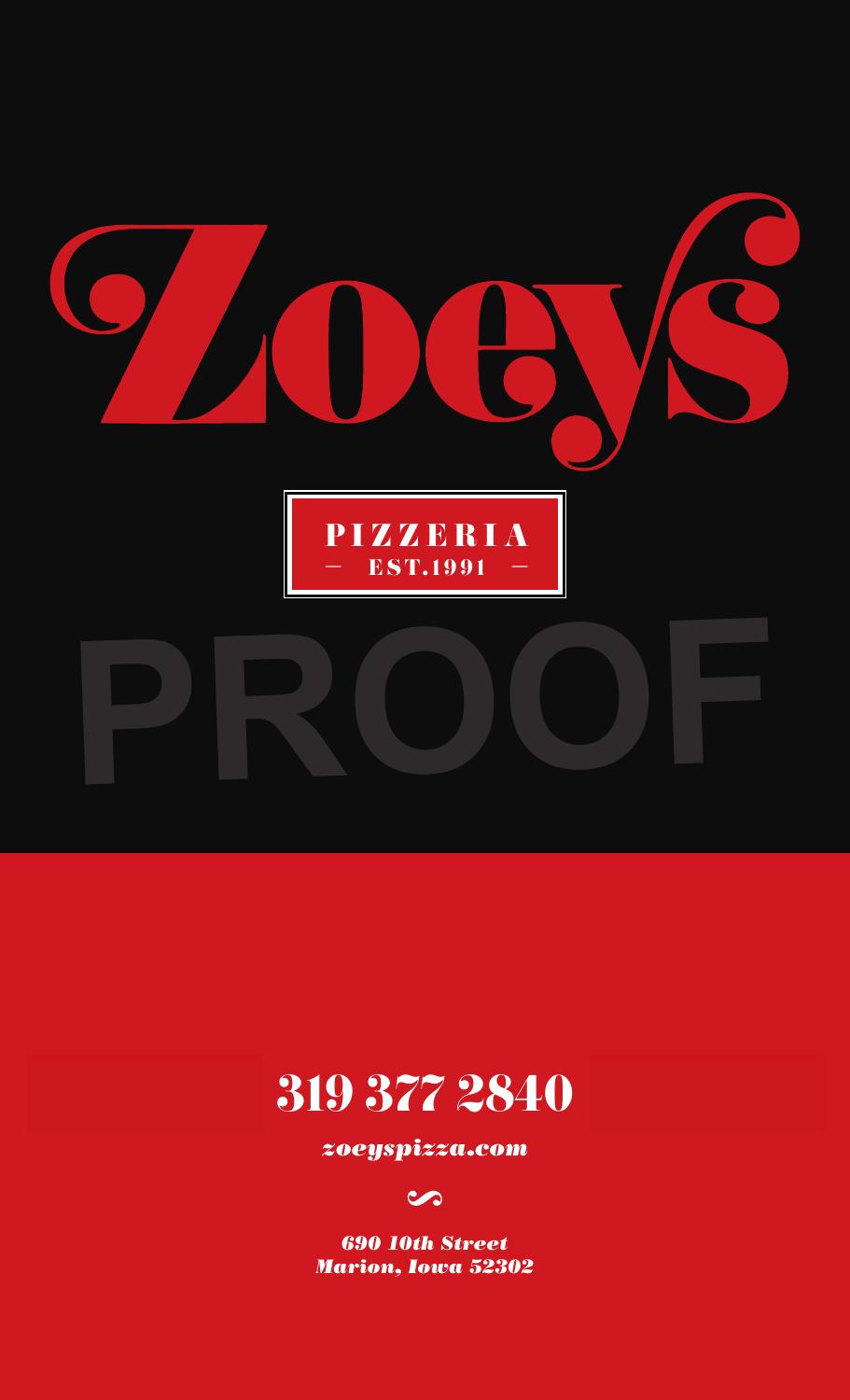# Zoeys

PIZZERIA
— EST.1991 —

PROOF

## 319 377 2840

*zoeyspizza.com*

*690 10th Street*
*Marion, Iowa 52302*